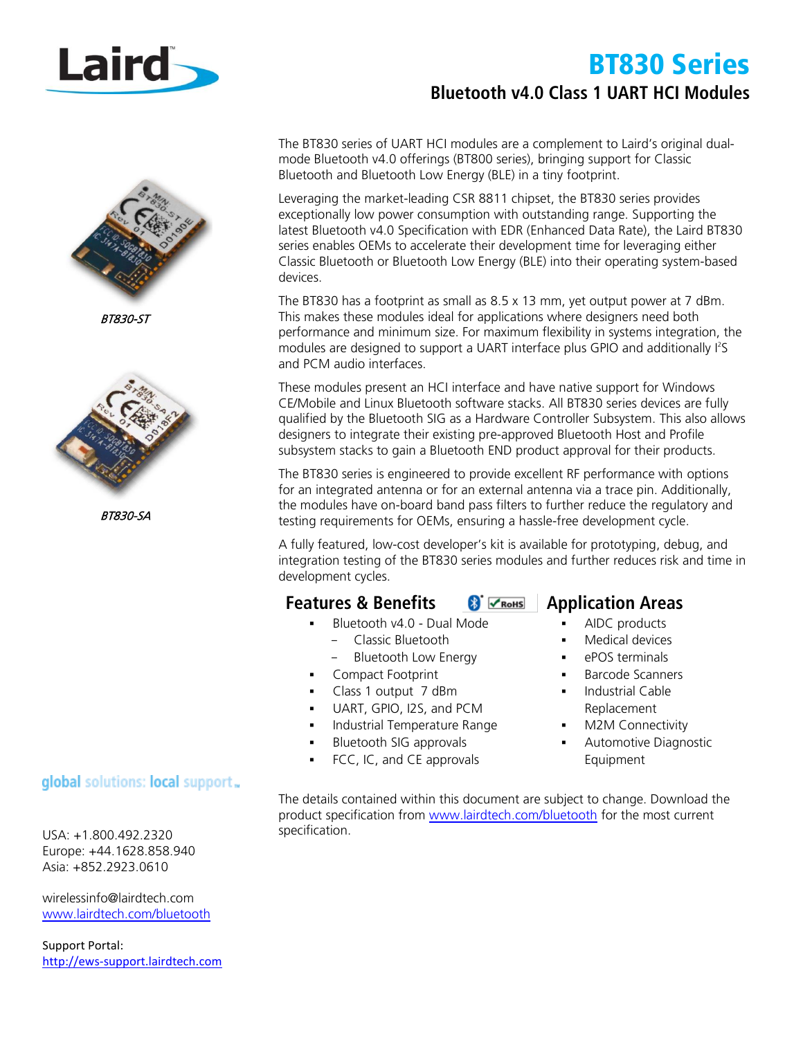# BT830 Series

## Bluetooth v4.0 Class 1 UART HCI Modules

*BT830-ST*

*BT830-SA*

The BT830 series of UART HCI modules are a complement to Laird's original dual-mode Bluetooth v4.0 offerings (BT800 series), bringing support for Classic Bluetooth and Bluetooth Low Energy (BLE) in a tiny footprint.

Leveraging the market-leading CSR 8811 chipset, the BT830 series provides exceptionally low power consumption with outstanding range. Supporting the latest Bluetooth v4.0 Specification with EDR (Enhanced Data Rate), the Laird BT830 series enables OEMs to accelerate their development time for leveraging either Classic Bluetooth or Bluetooth Low Energy (BLE) into their operating system-based devices.

The BT830 has a footprint as small as 8.5 x 13 mm, yet output power at 7 dBm. This makes these modules ideal for applications where designers need both performance and minimum size. For maximum flexibility in systems integration, the modules are designed to support a UART interface plus GPIO and additionally I²S and PCM audio interfaces.

These modules present an HCI interface and have native support for Windows CE/Mobile and Linux Bluetooth software stacks. All BT830 series devices are fully qualified by the Bluetooth SIG as a Hardware Controller Subsystem. This also allows designers to integrate their existing pre-approved Bluetooth Host and Profile subsystem stacks to gain a Bluetooth END product approval for their products.

The BT830 series is engineered to provide excellent RF performance with options for an integrated antenna or for an external antenna via a trace pin. Additionally, the modules have on-board band pass filters to further reduce the regulatory and testing requirements for OEMs, ensuring a hassle-free development cycle.

A fully featured, low-cost developer's kit is available for prototyping, debug, and integration testing of the BT830 series modules and further reduces risk and time in development cycles.

### Features & Benefits

- Bluetooth v4.0 - Dual Mode
  - Classic Bluetooth
  - Bluetooth Low Energy
- Compact Footprint
- Class 1 output 7 dBm
- UART, GPIO, I2S, and PCM
- Industrial Temperature Range
- Bluetooth SIG approvals
- FCC, IC, and CE approvals

### Application Areas

- AIDC products
- Medical devices
- ePOS terminals
- Barcode Scanners
- Industrial Cable Replacement
- M2M Connectivity
- Automotive Diagnostic Equipment

The details contained within this document are subject to change. Download the product specification from www.lairdtech.com/bluetooth for the most current specification.

global solutions: local support™

USA: +1.800.492.2320
Europe: +44.1628.858.940
Asia: +852.2923.0610

wirelessinfo@lairdtech.com
www.lairdtech.com/bluetooth

Support Portal:
http://ews-support.lairdtech.com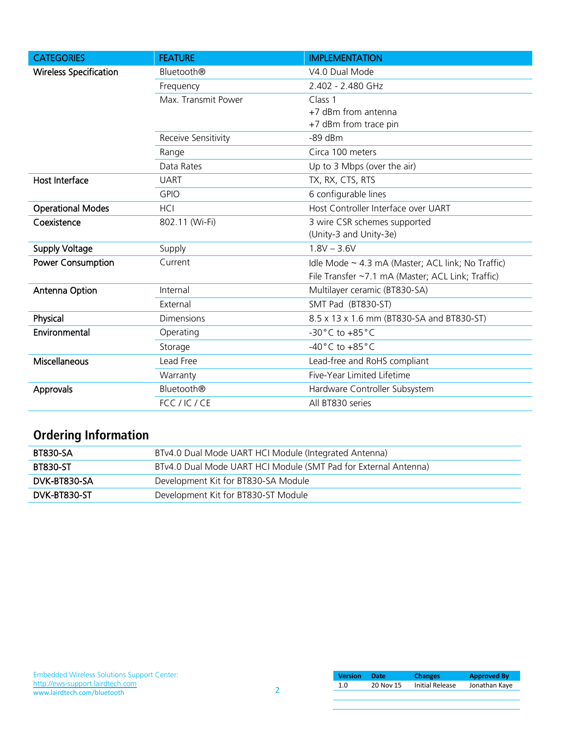| CATEGORIES | FEATURE | IMPLEMENTATION |
|---|---|---|
| Wireless Specification | Bluetooth® | V4.0 Dual Mode |
| | Frequency | 2.402 - 2.480 GHz |
| | Max. Transmit Power | Class 1<br>+7 dBm from antenna<br>+7 dBm from trace pin |
| | Receive Sensitivity | -89 dBm |
| | Range | Circa 100 meters |
| | Data Rates | Up to 3 Mbps (over the air) |
| Host Interface | UART | TX, RX, CTS, RTS |
| | GPIO | 6 configurable lines |
| Operational Modes | HCI | Host Controller Interface over UART |
| Coexistence | 802.11 (Wi-Fi) | 3 wire CSR schemes supported<br>(Unity-3 and Unity-3e) |
| Supply Voltage | Supply | 1.8V – 3.6V |
| Power Consumption | Current | Idle Mode ~ 4.3 mA (Master; ACL link; No Traffic)<br>File Transfer ~7.1 mA (Master; ACL Link; Traffic) |
| Antenna Option | Internal | Multilayer ceramic (BT830-SA) |
| | External | SMT Pad (BT830-ST) |
| Physical | Dimensions | 8.5 x 13 x 1.6 mm (BT830-SA and BT830-ST) |
| Environmental | Operating | -30°C to +85°C |
| | Storage | -40°C to +85°C |
| Miscellaneous | Lead Free | Lead-free and RoHS compliant |
| | Warranty | Five-Year Limited Lifetime |
| Approvals | Bluetooth® | Hardware Controller Subsystem |
| | FCC / IC / CE | All BT830 series |

## Ordering Information

| | |
|---|---|
| **BT830-SA** | BTv4.0 Dual Mode UART HCI Module (Integrated Antenna) |
| **BT830-ST** | BTv4.0 Dual Mode UART HCI Module (SMT Pad for External Antenna) |
| **DVK-BT830-SA** | Development Kit for BT830-SA Module |
| **DVK-BT830-ST** | Development Kit for BT830-ST Module |

Embedded Wireless Solutions Support Center:
http://ews-support.lairdtech.com
www.lairdtech.com/bluetooth

| Version | Date | Changes | Approved By |
|---|---|---|---|
| 1.0 | 20 Nov 15 | Initial Release | Jonathan Kaye |